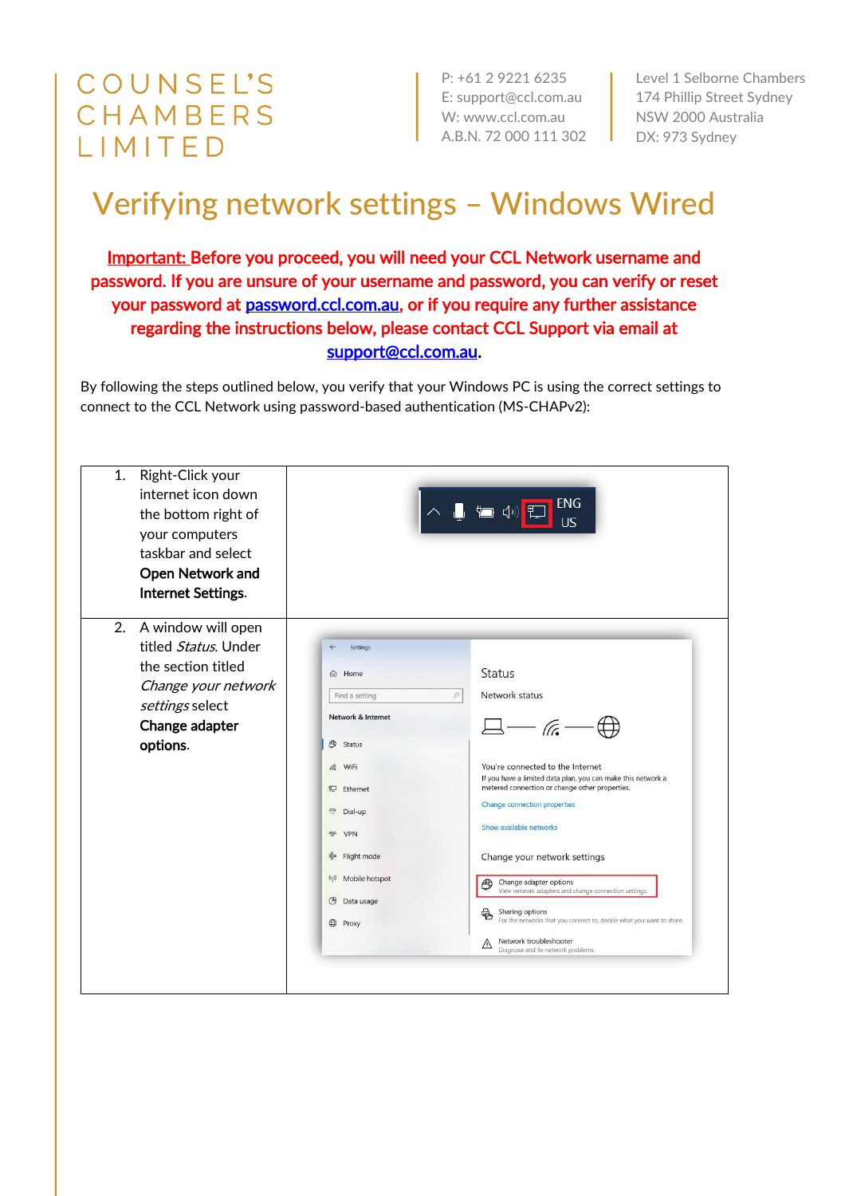COUNSEL'S CHAMBERS LIMITED

P: +61 2 9221 6235
E: support@ccl.com.au
W: www.ccl.com.au
A.B.N. 72 000 111 302

Level 1 Selborne Chambers
174 Phillip Street Sydney
NSW 2000 Australia
DX: 973 Sydney

# Verifying network settings – Windows Wired

**Important: Before you proceed, you will need your CCL Network username and password. If you are unsure of your username and password, you can verify or reset your password at password.ccl.com.au, or if you require any further assistance regarding the instructions below, please contact CCL Support via email at support@ccl.com.au.**

By following the steps outlined below, you verify that your Windows PC is using the correct settings to connect to the CCL Network using password-based authentication (MS-CHAPv2):

| | |
|---|---|
| 1. Right-Click your internet icon down the bottom right of your computers taskbar and select **Open Network and Internet Settings**. | |
| 2. A window will open titled *Status*. Under the section titled *Change your network settings* select **Change adapter options**. | |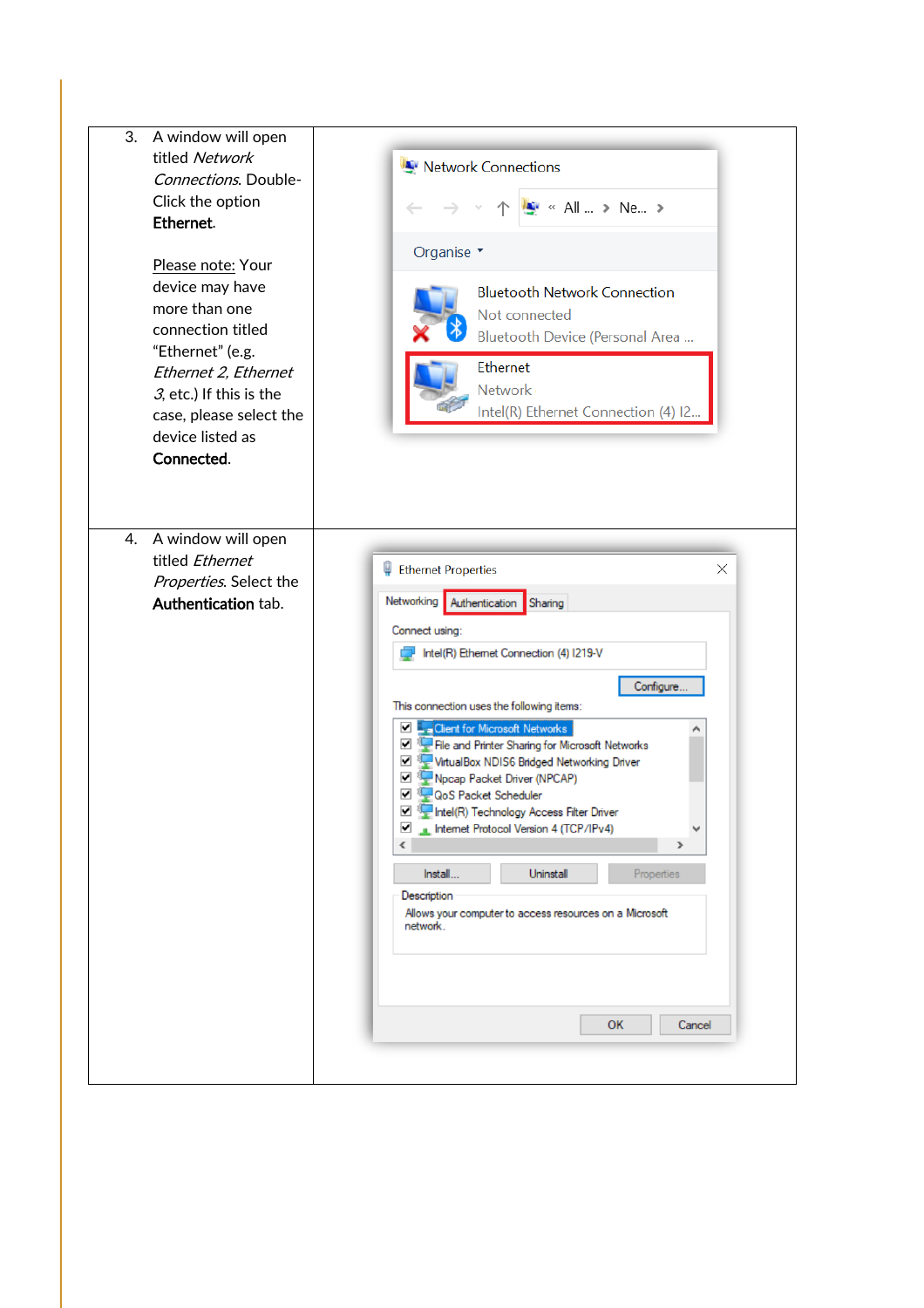| | |
|---|---|
| 3. A window will open titled *Network Connections*. Double-Click the option **Ethernet**.<br><br><u>Please note:</u> Your device may have more than one connection titled "Ethernet" (e.g. *Ethernet 2, Ethernet 3*, etc.) If this is the case, please select the device listed as **Connected**. | |
| 4. A window will open titled *Ethernet Properties*. Select the **Authentication** tab. | |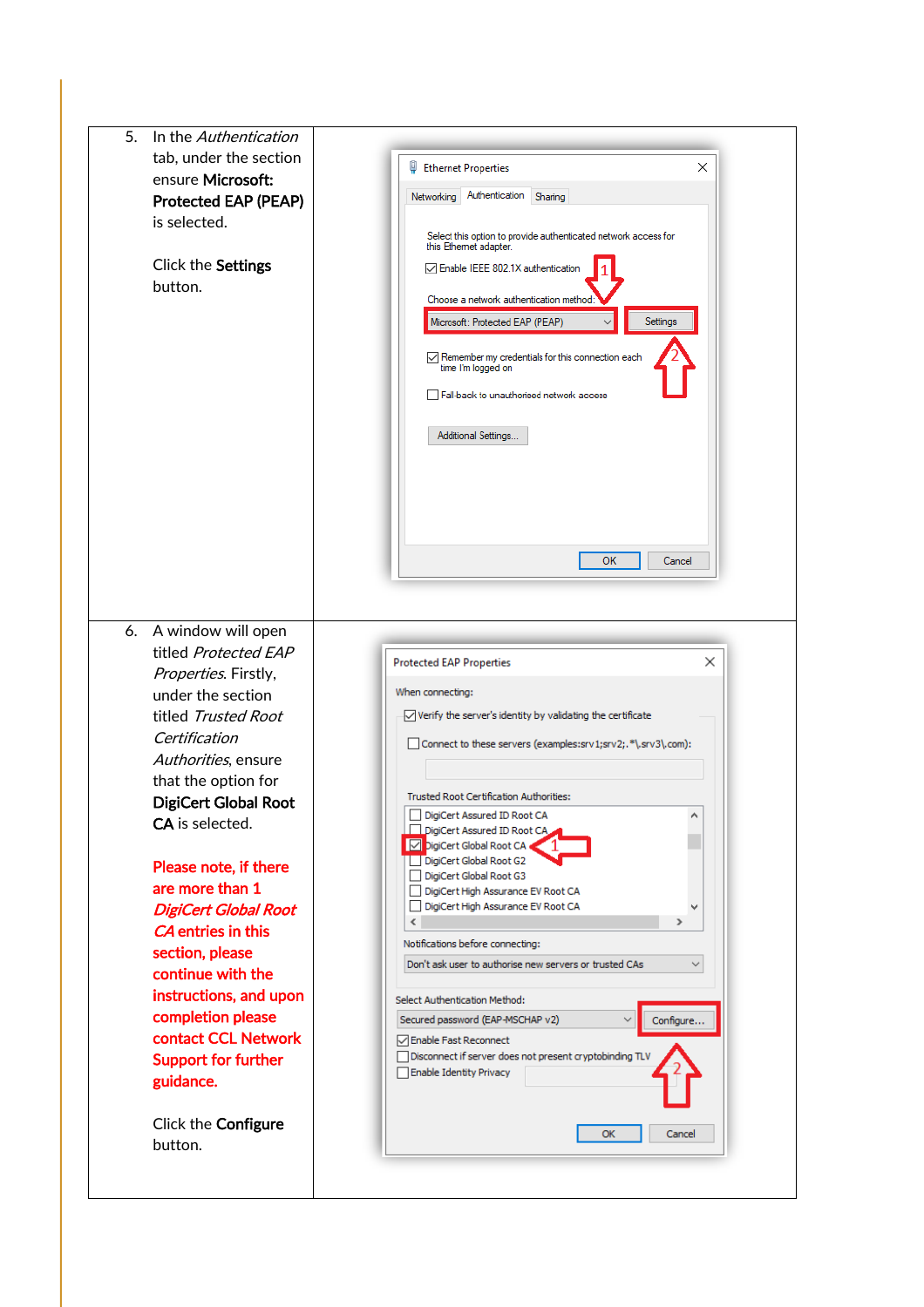| | |
|---|---|
| 5. In the *Authentication* tab, under the section ensure **Microsoft: Protected EAP (PEAP)** is selected.<br><br>Click the **Settings** button. | |
| 6. A window will open titled *Protected EAP Properties*. Firstly, under the section titled *Trusted Root Certification Authorities*, ensure that the option for **DigiCert Global Root CA** is selected.<br><br>**Please note, if there are more than 1 *DigiCert Global Root CA* entries in this section, please continue with the instructions, and upon completion please contact CCL Network Support for further guidance.**<br><br>Click the **Configure** button. | |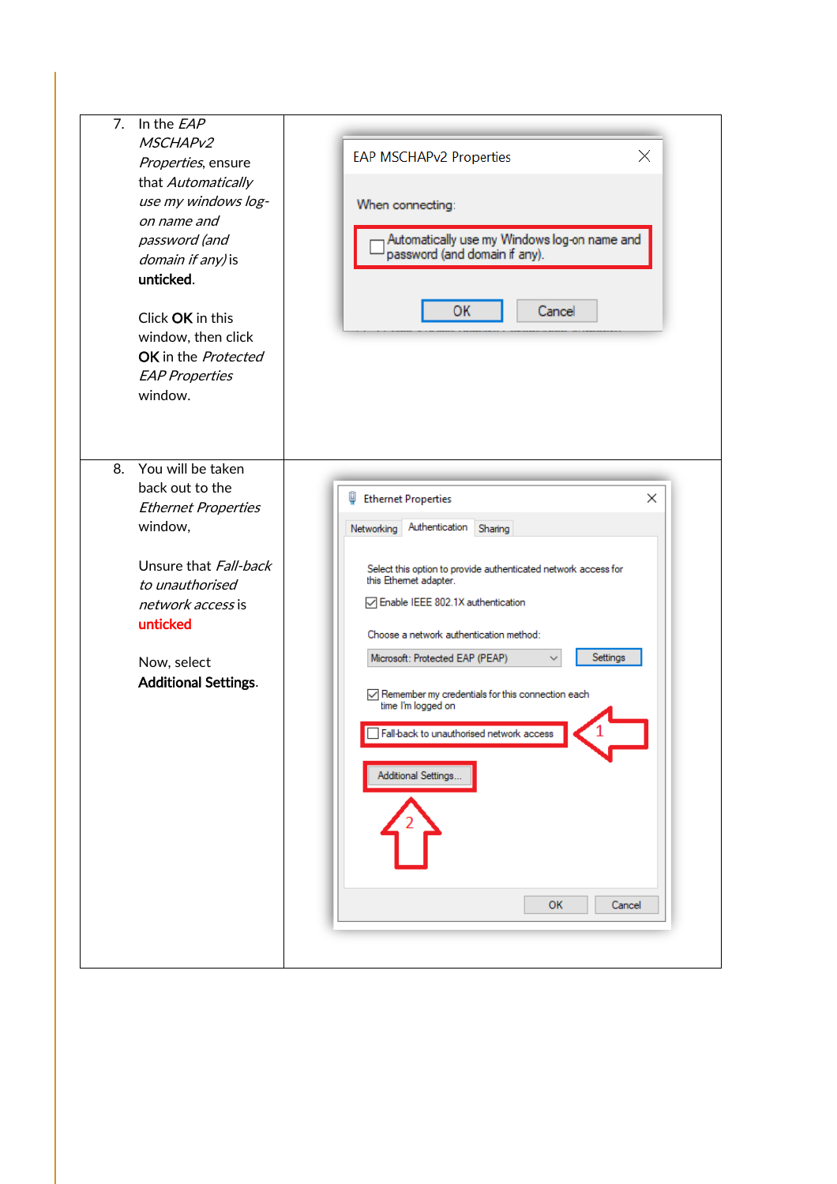| | |
|---|---|
| 7. In the *EAP MSCHAPv2 Properties*, ensure that *Automatically use my windows log-on name and password (and domain if any)* is **unticked**.<br><br>Click **OK** in this window, then click **OK** in the *Protected EAP Properties* window. | |
| 8. You will be taken back out to the *Ethernet Properties* window,<br><br>Unsure that *Fall-back to unauthorised network access* is **unticked**<br><br>Now, select **Additional Settings**. | |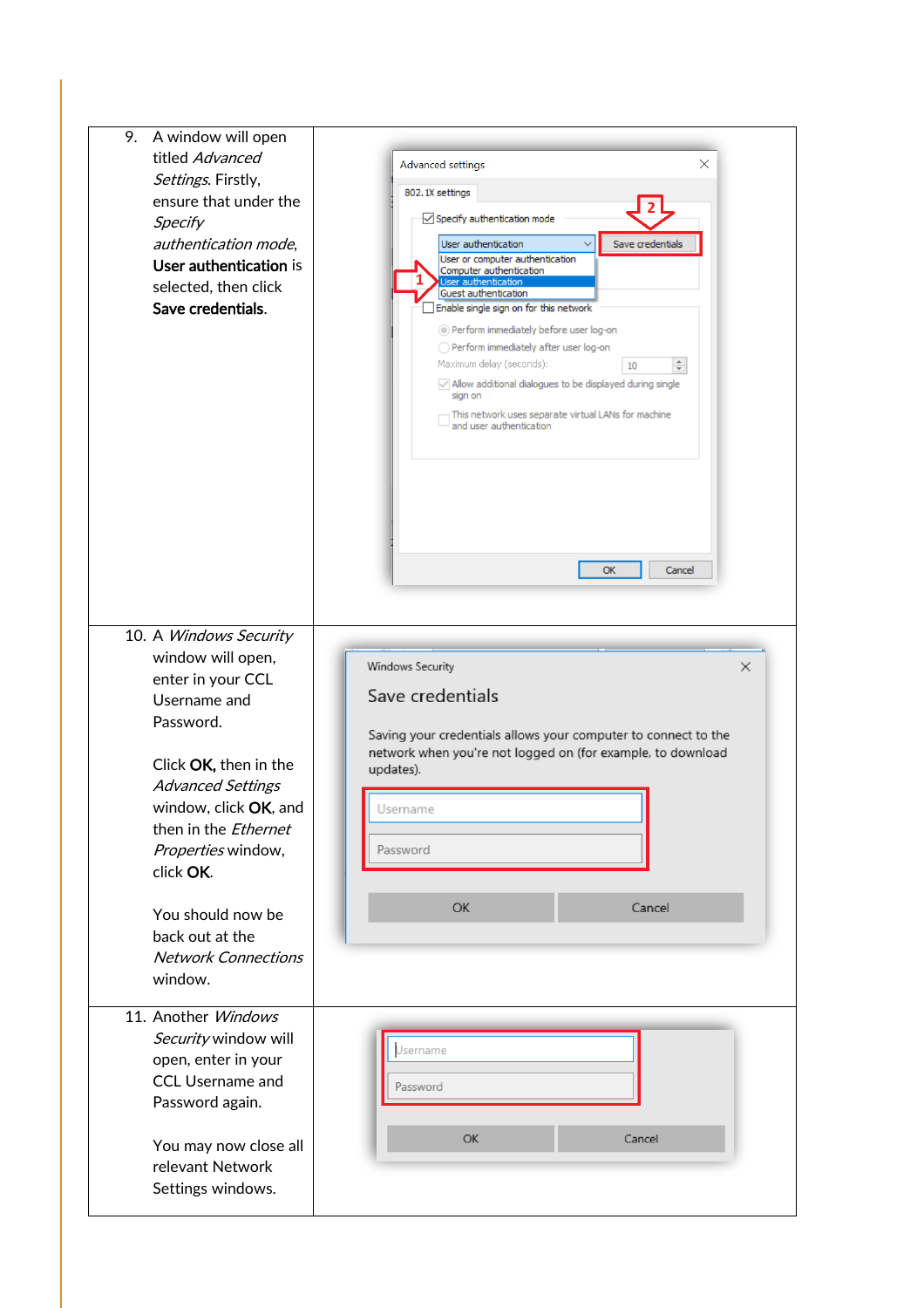| | |
|---|---|
| 9. A window will open titled *Advanced Settings*. Firstly, ensure that under the *Specify authentication mode*, **User authentication** is selected, then click **Save credentials**. | |
| 10. A *Windows Security* window will open, enter in your CCL Username and Password. Click **OK**, then in the *Advanced Settings* window, click **OK**, and then in the *Ethernet Properties* window, click **OK**. You should now be back out at the *Network Connections* window. | |
| 11. Another *Windows Security* window will open, enter in your CCL Username and Password again. You may now close all relevant Network Settings windows. | |